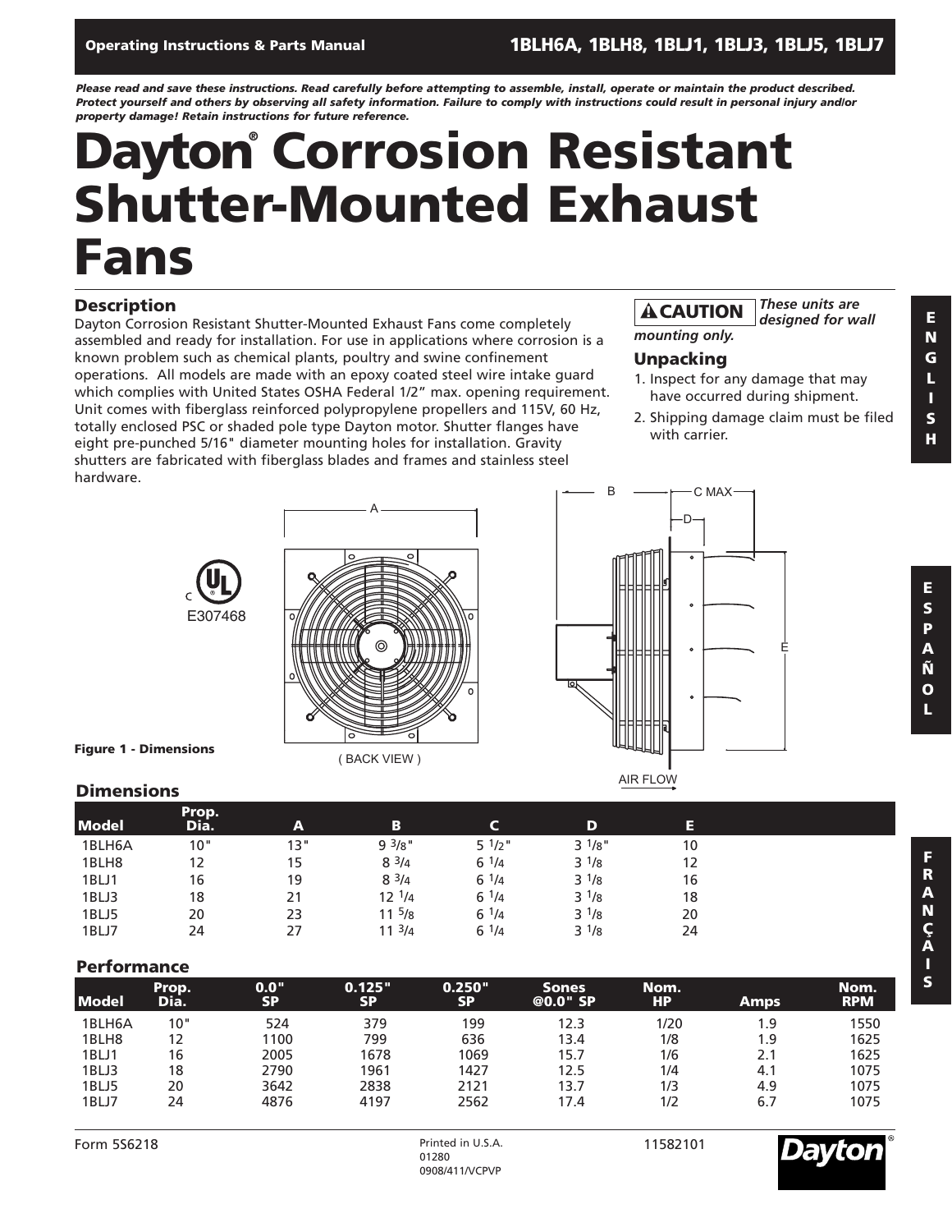Operating Instructions & Parts Manual **1BLH6A, 1BLH8, 1BLJ1, 1BLJ3, 1BLJ5, 1BLJ7**

***Please read and save these instructions. Read carefully before attempting to assemble, install, operate or maintain the product described. Protect yourself and others by observing all safety information. Failure to comply with instructions could result in personal injury and/or property damage! Retain instructions for future reference.***

# Dayton® Corrosion Resistant Shutter-Mounted Exhaust Fans

## Description

Dayton Corrosion Resistant Shutter-Mounted Exhaust Fans come completely assembled and ready for installation. For use in applications where corrosion is a known problem such as chemical plants, poultry and swine confinement operations. All models are made with an epoxy coated steel wire intake guard which complies with United States OSHA Federal 1/2" max. opening requirement. Unit comes with fiberglass reinforced polypropylene propellers and 115V, 60 Hz, totally enclosed PSC or shaded pole type Dayton motor. Shutter flanges have eight pre-punched 5/16" diameter mounting holes for installation. Gravity shutters are fabricated with fiberglass blades and frames and stainless steel hardware.

**⚠ CAUTION** *These units are designed for wall mounting only.*

## Unpacking

1. Inspect for any damage that may have occurred during shipment.
2. Shipping damage claim must be filed with carrier.

c UL E307468

( BACK VIEW )

AIR FLOW

**Figure 1 - Dimensions**

## Dimensions

| Model | Prop. Dia. | A | B | C | D | E |
|---|---|---|---|---|---|---|
| 1BLH6A | 10" | 13" | 9 3/8" | 5 1/2" | 3 1/8" | 10 |
| 1BLH8 | 12 | 15 | 8 3/4 | 6 1/4 | 3 1/8 | 12 |
| 1BLJ1 | 16 | 19 | 8 3/4 | 6 1/4 | 3 1/8 | 16 |
| 1BLJ3 | 18 | 21 | 12 1/4 | 6 1/4 | 3 1/8 | 18 |
| 1BLJ5 | 20 | 23 | 11 5/8 | 6 1/4 | 3 1/8 | 20 |
| 1BLJ7 | 24 | 27 | 11 3/4 | 6 1/4 | 3 1/8 | 24 |

## Performance

| Model | Prop. Dia. | 0.0" SP | 0.125" SP | 0.250" SP | Sones @0.0" SP | Nom. HP | Amps | Nom. RPM |
|---|---|---|---|---|---|---|---|---|
| 1BLH6A | 10" | 524 | 379 | 199 | 12.3 | 1/20 | 1.9 | 1550 |
| 1BLH8 | 12 | 1100 | 799 | 636 | 13.4 | 1/8 | 1.9 | 1625 |
| 1BLJ1 | 16 | 2005 | 1678 | 1069 | 15.7 | 1/6 | 2.1 | 1625 |
| 1BLJ3 | 18 | 2790 | 1961 | 1427 | 12.5 | 1/4 | 4.1 | 1075 |
| 1BLJ5 | 20 | 3642 | 2838 | 2121 | 13.7 | 1/3 | 4.9 | 1075 |
| 1BLJ7 | 24 | 4876 | 4197 | 2562 | 17.4 | 1/2 | 6.7 | 1075 |

Form 5S6218 Printed in U.S.A. 01280 0908/411/VCPVP 11582101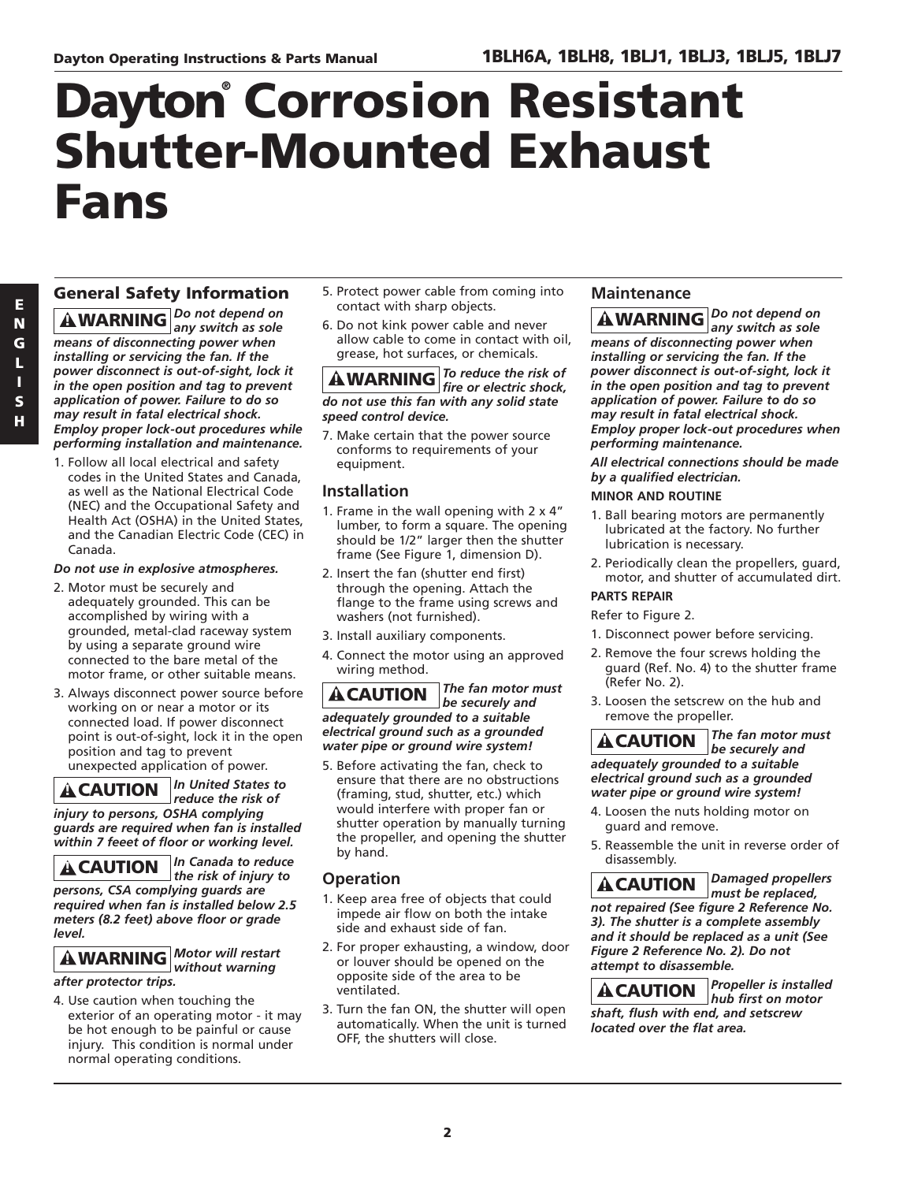# Dayton® Corrosion Resistant Shutter-Mounted Exhaust Fans

## General Safety Information

**⚠WARNING** ***Do not depend on any switch as sole means of disconnecting power when installing or servicing the fan. If the power disconnect is out-of-sight, lock it in the open position and tag to prevent application of power. Failure to do so may result in fatal electrical shock. Employ proper lock-out procedures while performing installation and maintenance.***

1. Follow all local electrical and safety codes in the United States and Canada, as well as the National Electrical Code (NEC) and the Occupational Safety and Health Act (OSHA) in the United States, and the Canadian Electric Code (CEC) in Canada.

***Do not use in explosive atmospheres.***

2. Motor must be securely and adequately grounded. This can be accomplished by wiring with a grounded, metal-clad raceway system by using a separate ground wire connected to the bare metal of the motor frame, or other suitable means.
3. Always disconnect power source before working on or near a motor or its connected load. If power disconnect point is out-of-sight, lock it in the open position and tag to prevent unexpected application of power.

**⚠CAUTION** ***In United States to reduce the risk of injury to persons, OSHA complying guards are required when fan is installed within 7 feet of floor or working level.***

**⚠CAUTION** ***In Canada to reduce the risk of injury to persons, CSA complying guards are required when fan is installed below 2.5 meters (8.2 feet) above floor or grade level.***

**⚠WARNING** ***Motor will restart without warning after protector trips.***

4. Use caution when touching the exterior of an operating motor - it may be hot enough to be painful or cause injury. This condition is normal under normal operating conditions.
5. Protect power cable from coming into contact with sharp objects.
6. Do not kink power cable and never allow cable to come in contact with oil, grease, hot surfaces, or chemicals.

**⚠WARNING** ***To reduce the risk of fire or electric shock, do not use this fan with any solid state speed control device.***

7. Make certain that the power source conforms to requirements of your equipment.

## Installation

1. Frame in the wall opening with 2 x 4" lumber, to form a square. The opening should be 1/2" larger then the shutter frame (See Figure 1, dimension D).
2. Insert the fan (shutter end first) through the opening. Attach the flange to the frame using screws and washers (not furnished).
3. Install auxiliary components.
4. Connect the motor using an approved wiring method.

**⚠CAUTION** ***The fan motor must be securely and adequately grounded to a suitable electrical ground such as a grounded water pipe or ground wire system!***

5. Before activating the fan, check to ensure that there are no obstructions (framing, stud, shutter, etc.) which would interfere with proper fan or shutter operation by manually turning the propeller, and opening the shutter by hand.

## Operation

1. Keep area free of objects that could impede air flow on both the intake side and exhaust side of fan.
2. For proper exhausting, a window, door or louver should be opened on the opposite side of the area to be ventilated.
3. Turn the fan ON, the shutter will open automatically. When the unit is turned OFF, the shutters will close.

## Maintenance

**⚠WARNING** ***Do not depend on any switch as sole means of disconnecting power when installing or servicing the fan. If the power disconnect is out-of-sight, lock it in the open position and tag to prevent application of power. Failure to do so may result in fatal electrical shock. Employ proper lock-out procedures when performing maintenance.***

***All electrical connections should be made by a qualified electrician.***

### MINOR AND ROUTINE

1. Ball bearing motors are permanently lubricated at the factory. No further lubrication is necessary.
2. Periodically clean the propellers, guard, motor, and shutter of accumulated dirt.

### PARTS REPAIR

Refer to Figure 2.

1. Disconnect power before servicing.
2. Remove the four screws holding the guard (Ref. No. 4) to the shutter frame (Refer No. 2).
3. Loosen the setscrew on the hub and remove the propeller.

**⚠CAUTION** ***The fan motor must be securely and adequately grounded to a suitable electrical ground such as a grounded water pipe or ground wire system!***

4. Loosen the nuts holding motor on guard and remove.
5. Reassemble the unit in reverse order of disassembly.

**⚠CAUTION** ***Damaged propellers must be replaced, not repaired (See figure 2 Reference No. 3). The shutter is a complete assembly and it should be replaced as a unit (See Figure 2 Reference No. 2). Do not attempt to disassemble.***

**⚠CAUTION** ***Propeller is installed hub first on motor shaft, flush with end, and setscrew located over the flat area.***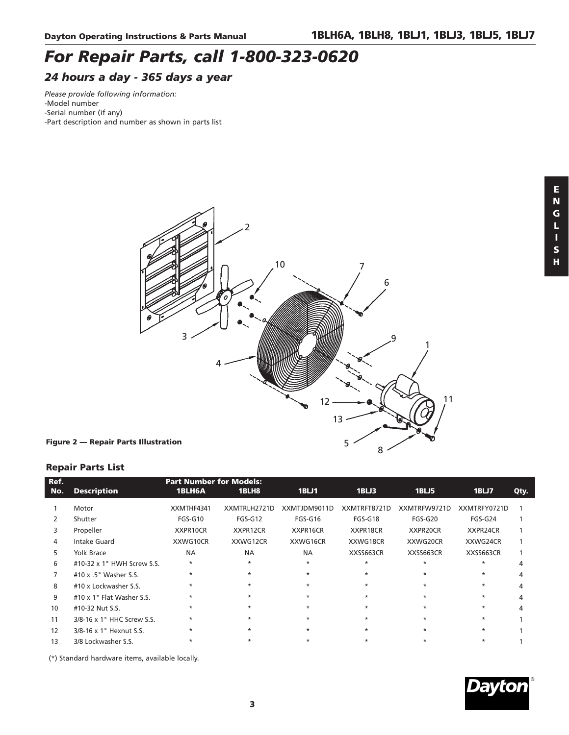# For Repair Parts, call 1-800-323-0620

## 24 hours a day - 365 days a year

*Please provide following information:*
-Model number
-Serial number (if any)
-Part description and number as shown in parts list

**Figure 2 — Repair Parts Illustration**

### Repair Parts List

| Ref. No. | Description | Part Number for Models: 1BLH6A | 1BLH8 | 1BLJ1 | 1BLJ3 | 1BLJ5 | 1BLJ7 | Qty. |
|---|---|---|---|---|---|---|---|---|
| 1 | Motor | XXMTHF4341 | XXMTRLH2721D | XXMTJDM9011D | XXMTRFT8721D | XXMTRFW9721D | XXMTRFY0721D | 1 |
| 2 | Shutter | FGS-G10 | FGS-G12 | FGS-G16 | FGS-G18 | FGS-G20 | FGS-G24 | 1 |
| 3 | Propeller | XXPR10CR | XXPR12CR | XXPR16CR | XXPR18CR | XXPR20CR | XXPR24CR | 1 |
| 4 | Intake Guard | XXWG10CR | XXWG12CR | XXWG16CR | XXWG18CR | XXWG20CR | XXWG24CR | 1 |
| 5 | Yolk Brace | NA | NA | NA | XXSS663CR | XXSS663CR | XXSS663CR | 1 |
| 6 | #10-32 x 1" HWH Screw S.S. | * | * | * | * | * | * | 4 |
| 7 | #10 x .5" Washer S.S. | * | * | * | * | * | * | 4 |
| 8 | #10 x Lockwasher S.S. | * | * | * | * | * | * | 4 |
| 9 | #10 x 1" Flat Washer S.S. | * | * | * | * | * | * | 4 |
| 10 | #10-32 Nut S.S. | * | * | * | * | * | * | 4 |
| 11 | 3/8-16 x 1" HHC Screw S.S. | * | * | * | * | * | * | 1 |
| 12 | 3/8-16 x 1" Hexnut S.S. | * | * | * | * | * | * | 1 |
| 13 | 3/8 Lockwasher S.S. | * | * | * | * | * | * | 1 |

(*) Standard hardware items, available locally.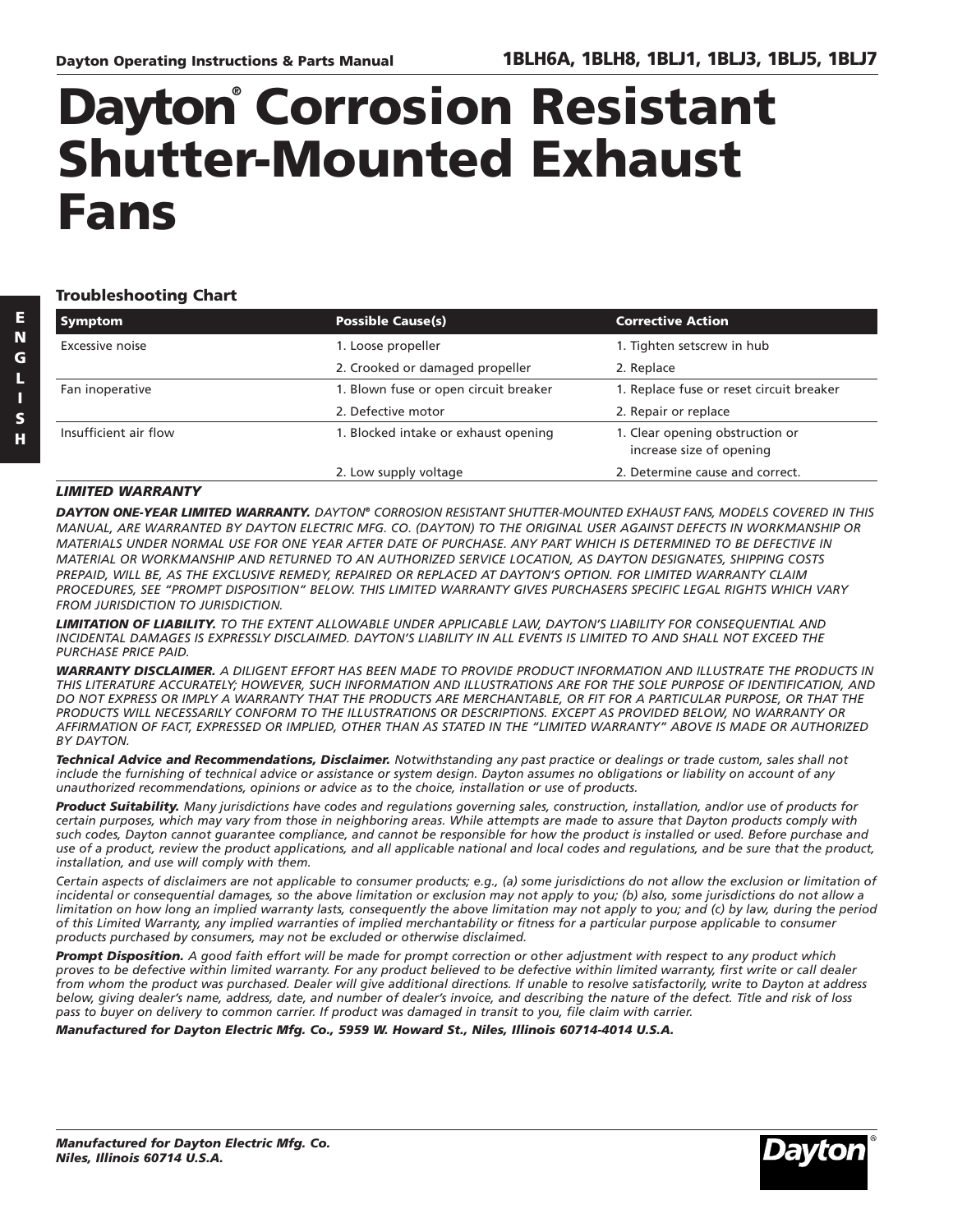// Dayton Operating Instructions & Parts Manual — 1BLH6A, 1BLH8, 1BLJ1, 1BLJ3, 1BLJ5, 1BLJ7

# Dayton® Corrosion Resistant Shutter-Mounted Exhaust Fans

### Troubleshooting Chart

| Symptom | Possible Cause(s) | Corrective Action |
|---|---|---|
| Excessive noise | 1. Loose propeller | 1. Tighten setscrew in hub |
| | 2. Crooked or damaged propeller | 2. Replace |
| Fan inoperative | 1. Blown fuse or open circuit breaker | 1. Replace fuse or reset circuit breaker |
| | 2. Defective motor | 2. Repair or replace |
| Insufficient air flow | 1. Blocked intake or exhaust opening | 1. Clear opening obstruction or increase size of opening |
| | 2. Low supply voltage | 2. Determine cause and correct. |

***LIMITED WARRANTY***

***DAYTON ONE-YEAR LIMITED WARRANTY.*** *DAYTON® CORROSION RESISTANT SHUTTER-MOUNTED EXHAUST FANS, MODELS COVERED IN THIS MANUAL, ARE WARRANTED BY DAYTON ELECTRIC MFG. CO. (DAYTON) TO THE ORIGINAL USER AGAINST DEFECTS IN WORKMANSHIP OR MATERIALS UNDER NORMAL USE FOR ONE YEAR AFTER DATE OF PURCHASE. ANY PART WHICH IS DETERMINED TO BE DEFECTIVE IN MATERIAL OR WORKMANSHIP AND RETURNED TO AN AUTHORIZED SERVICE LOCATION, AS DAYTON DESIGNATES, SHIPPING COSTS PREPAID, WILL BE, AS THE EXCLUSIVE REMEDY, REPAIRED OR REPLACED AT DAYTON'S OPTION. FOR LIMITED WARRANTY CLAIM PROCEDURES, SEE "PROMPT DISPOSITION" BELOW. THIS LIMITED WARRANTY GIVES PURCHASERS SPECIFIC LEGAL RIGHTS WHICH VARY FROM JURISDICTION TO JURISDICTION.*

***LIMITATION OF LIABILITY.*** *TO THE EXTENT ALLOWABLE UNDER APPLICABLE LAW, DAYTON'S LIABILITY FOR CONSEQUENTIAL AND INCIDENTAL DAMAGES IS EXPRESSLY DISCLAIMED. DAYTON'S LIABILITY IN ALL EVENTS IS LIMITED TO AND SHALL NOT EXCEED THE PURCHASE PRICE PAID.*

***WARRANTY DISCLAIMER.*** *A DILIGENT EFFORT HAS BEEN MADE TO PROVIDE PRODUCT INFORMATION AND ILLUSTRATE THE PRODUCTS IN THIS LITERATURE ACCURATELY; HOWEVER, SUCH INFORMATION AND ILLUSTRATIONS ARE FOR THE SOLE PURPOSE OF IDENTIFICATION, AND DO NOT EXPRESS OR IMPLY A WARRANTY THAT THE PRODUCTS ARE MERCHANTABLE, OR FIT FOR A PARTICULAR PURPOSE, OR THAT THE PRODUCTS WILL NECESSARILY CONFORM TO THE ILLUSTRATIONS OR DESCRIPTIONS. EXCEPT AS PROVIDED BELOW, NO WARRANTY OR AFFIRMATION OF FACT, EXPRESSED OR IMPLIED, OTHER THAN AS STATED IN THE "LIMITED WARRANTY" ABOVE IS MADE OR AUTHORIZED BY DAYTON.*

***Technical Advice and Recommendations, Disclaimer.*** *Notwithstanding any past practice or dealings or trade custom, sales shall not include the furnishing of technical advice or assistance or system design. Dayton assumes no obligations or liability on account of any unauthorized recommendations, opinions or advice as to the choice, installation or use of products.*

***Product Suitability.*** *Many jurisdictions have codes and regulations governing sales, construction, installation, and/or use of products for certain purposes, which may vary from those in neighboring areas. While attempts are made to assure that Dayton products comply with such codes, Dayton cannot guarantee compliance, and cannot be responsible for how the product is installed or used. Before purchase and use of a product, review the product applications, and all applicable national and local codes and regulations, and be sure that the product, installation, and use will comply with them.*

*Certain aspects of disclaimers are not applicable to consumer products; e.g., (a) some jurisdictions do not allow the exclusion or limitation of incidental or consequential damages, so the above limitation or exclusion may not apply to you; (b) also, some jurisdictions do not allow a limitation on how long an implied warranty lasts, consequently the above limitation may not apply to you; and (c) by law, during the period of this Limited Warranty, any implied warranties of implied merchantability or fitness for a particular purpose applicable to consumer products purchased by consumers, may not be excluded or otherwise disclaimed.*

***Prompt Disposition.*** *A good faith effort will be made for prompt correction or other adjustment with respect to any product which proves to be defective within limited warranty. For any product believed to be defective within limited warranty, first write or call dealer from whom the product was purchased. Dealer will give additional directions. If unable to resolve satisfactorily, write to Dayton at address below, giving dealer's name, address, date, and number of dealer's invoice, and describing the nature of the defect. Title and risk of loss pass to buyer on delivery to common carrier. If product was damaged in transit to you, file claim with carrier.*

***Manufactured for Dayton Electric Mfg. Co., 5959 W. Howard St., Niles, Illinois 60714-4014 U.S.A.***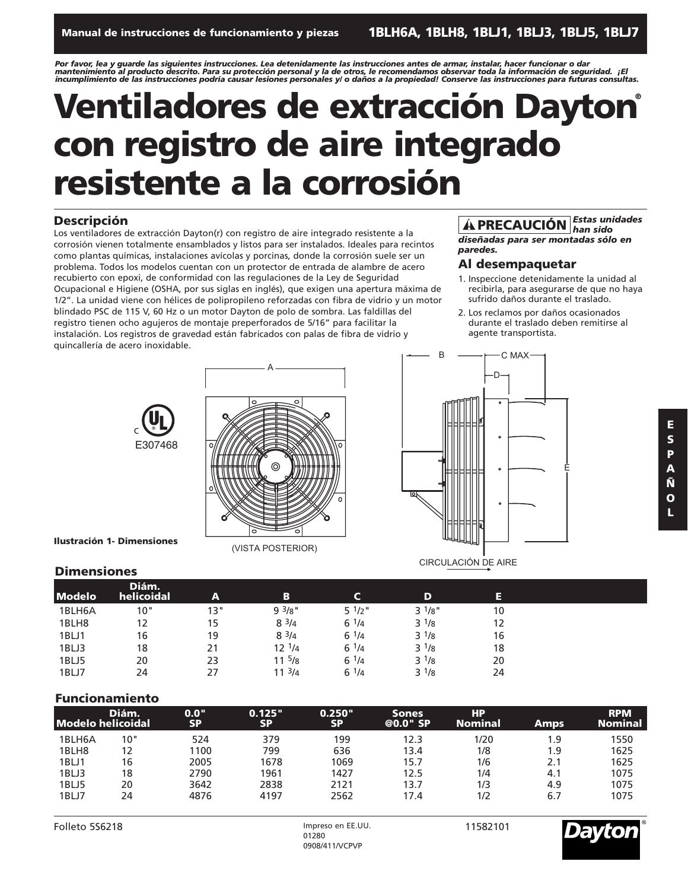**Manual de instrucciones de funcionamiento y piezas** **1BLH6A, 1BLH8, 1BLJ1, 1BLJ3, 1BLJ5, 1BLJ7**

***Por favor, lea y guarde las siguientes instrucciones. Lea detenidamente las instrucciones antes de armar, instalar, hacer funcionar o dar mantenimiento al producto descrito. Para su protección personal y la de otros, le recomendamos observar toda la información de seguridad. ¡El incumplimiento de las instrucciones podría causar lesiones personales y/ o daños a la propiedad! Conserve las instrucciones para futuras consultas.***

# Ventiladores de extracción Dayton® con registro de aire integrado resistente a la corrosión

## Descripción

Los ventiladores de extracción Dayton(r) con registro de aire integrado resistente a la corrosión vienen totalmente ensamblados y listos para ser instalados. Ideales para recintos como plantas químicas, instalaciones avícolas y porcinas, donde la corrosión suele ser un problema. Todos los modelos cuentan con un protector de entrada de alambre de acero recubierto con epoxi, de conformidad con las regulaciones de la Ley de Seguridad Ocupacional e Higiene (OSHA, por sus siglas en inglés), que exigen una apertura máxima de 1/2". La unidad viene con hélices de polipropileno reforzadas con fibra de vidrio y un motor blindado PSC de 115 V, 60 Hz o un motor Dayton de polo de sombra. Las faldillas del registro tienen ocho agujeros de montaje preperforados de 5/16" para facilitar la instalación. Los registros de gravedad están fabricados con palas de fibra de vidrio y quincallería de acero inoxidable.

**⚠ PRECAUCIÓN** ***Estas unidades han sido diseñadas para ser montadas sólo en paredes.***

## Al desempaquetar

1. Inspeccione detenidamente la unidad al recibirla, para asegurarse de que no haya sufrido daños durante el traslado.
2. Los reclamos por daños ocasionados durante el traslado deben remitirse al agente transportista.

c UL E307468

(VISTA POSTERIOR)

CIRCULACIÓN DE AIRE

**Ilustración 1- Dimensiones**

## Dimensiones

| Modelo | Diám. helicoidal | A | B | C | D | E |
|---|---|---|---|---|---|---|
| 1BLH6A | 10" | 13" | 9 3/8" | 5 1/2" | 3 1/8" | 10 |
| 1BLH8 | 12 | 15 | 8 3/4 | 6 1/4 | 3 1/8 | 12 |
| 1BLJ1 | 16 | 19 | 8 3/4 | 6 1/4 | 3 1/8 | 16 |
| 1BLJ3 | 18 | 21 | 12 1/4 | 6 1/4 | 3 1/8 | 18 |
| 1BLJ5 | 20 | 23 | 11 5/8 | 6 1/4 | 3 1/8 | 20 |
| 1BLJ7 | 24 | 27 | 11 3/4 | 6 1/4 | 3 1/8 | 24 |

## Funcionamiento

| Modelo | Diám. helicoidal | 0.0" SP | 0.125" SP | 0.250" SP | Sones @0.0" SP | HP Nominal | Amps | RPM Nominal |
|---|---|---|---|---|---|---|---|---|
| 1BLH6A | 10" | 524 | 379 | 199 | 12.3 | 1/20 | 1.9 | 1550 |
| 1BLH8 | 12 | 1100 | 799 | 636 | 13.4 | 1/8 | 1.9 | 1625 |
| 1BLJ1 | 16 | 2005 | 1678 | 1069 | 15.7 | 1/6 | 2.1 | 1625 |
| 1BLJ3 | 18 | 2790 | 1961 | 1427 | 12.5 | 1/4 | 4.1 | 1075 |
| 1BLJ5 | 20 | 3642 | 2838 | 2121 | 13.7 | 1/3 | 4.9 | 1075 |
| 1BLJ7 | 24 | 4876 | 4197 | 2562 | 17.4 | 1/2 | 6.7 | 1075 |

Folleto 5S6218

Impreso en EE.UU.
01280
0908/411/VCPVP

11582101

Dayton®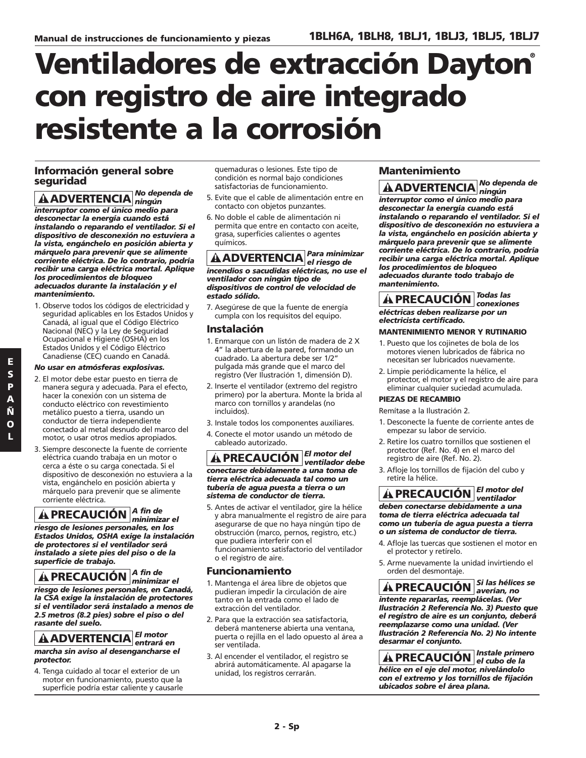Manual de instrucciones de funcionamiento y piezas **1BLH6A, 1BLH8, 1BLJ1, 1BLJ3, 1BLJ5, 1BLJ7**

# Ventiladores de extracción Dayton® con registro de aire integrado resistente a la corrosión

## Información general sobre seguridad

**⚠ADVERTENCIA** ***No dependa de ningún interruptor como el único medio para desconectar la energía cuando está instalando o reparando el ventilador. Si el dispositivo de desconexión no estuviera a la vista, engánchelo en posición abierta y márquelo para prevenir que se alimente corriente eléctrica. De lo contrario, podría recibir una carga eléctrica mortal. Aplique los procedimientos de bloqueo adecuados durante la instalación y el mantenimiento.***

1. Observe todos los códigos de electricidad y seguridad aplicables en los Estados Unidos y Canadá, al igual que el Código Eléctrico Nacional (NEC) y la Ley de Seguridad Ocupacional e Higiene (OSHA) en los Estados Unidos y el Código Eléctrico Canadiense (CEC) cuando en Canadá.

***No usar en atmósferas explosivas.***

2. El motor debe estar puesto en tierra de manera segura y adecuada. Para el efecto, hacer la conexión con un sistema de conducto eléctrico con revestimiento metálico puesto a tierra, usando un conductor de tierra independiente conectado al metal desnudo del marco del motor, o usar otros medios apropiados.
3. Siempre desconecte la fuente de corriente eléctrica cuando trabaja en un motor o cerca a éste o su carga conectada. Si el dispositivo de desconexión no estuviera a la vista, engánchelo en posición abierta y márquelo para prevenir que se alimente corriente eléctrica.

**⚠PRECAUCIÓN** ***A fin de minimizar el riesgo de lesiones personales, en los Estados Unidos, OSHA exige la instalación de protectores si el ventilador será instalado a siete pies del piso o de la superficie de trabajo.***

**⚠PRECAUCIÓN** ***A fin de minimizar el riesgo de lesiones personales, en Canadá, la CSA exige la instalación de protectores si el ventilador será instalado a menos de 2.5 metros (8.2 pies) sobre el piso o del rasante del suelo.***

**⚠ADVERTENCIA** ***El motor entrará en marcha sin aviso al desengancharse el protector.***

4. Tenga cuidado al tocar el exterior de un motor en funcionamiento, puesto que la superficie podría estar caliente y causarle quemaduras o lesiones. Este tipo de condición es normal bajo condiciones satisfactorias de funcionamiento.
5. Evite que el cable de alimentación entre en contacto con objetos punzantes.
6. No doble el cable de alimentación ni permita que entre en contacto con aceite, grasa, superficies calientes o agentes químicos.

**⚠ADVERTENCIA** ***Para minimizar el riesgo de incendios o sacudidas eléctricas, no use el ventilador con ningún tipo de dispositivos de control de velocidad de estado sólido.***

7. Asegúrese de que la fuente de energía cumpla con los requisitos del equipo.

## Instalación

1. Enmarque con un listón de madera de 2 X 4" la abertura de la pared, formando un cuadrado. La abertura debe ser 1/2" pulgada más grande que el marco del registro (Ver Ilustración 1, dimensión D).
2. Inserte el ventilador (extremo del registro primero) por la abertura. Monte la brida al marco con tornillos y arandelas (no incluidos).
3. Instale todos los componentes auxiliares.
4. Conecte el motor usando un método de cableado autorizado.

**⚠PRECAUCIÓN** ***El motor del ventilador debe conectarse debidamente a una toma de tierra eléctrica adecuada tal como una tubería de agua puesta a tierra o un sistema de conductor de tierra.***

5. Antes de activar el ventilador, gire la hélice y abra manualmente el registro de aire para asegurarse de que no haya ningún tipo de obstrucción (marco, pernos, registro, etc.) que pudiera interferir con el funcionamiento satisfactorio del ventilador o el registro de aire.

## Funcionamiento

1. Mantenga el área libre de objetos que pudieran impedir la circulación de aire tanto en la entrada como el lado de extracción del ventilador.
2. Para que la extracción sea satisfactoria, deberá mantenerse abierta una ventana, puerta o rejilla en el lado opuesto al área a ser ventilada.
3. Al encender el ventilador, el registro se abrirá automáticamente. Al apagarse la unidad, los registros cerrarán.

## Mantenimiento

**⚠ADVERTENCIA** ***No dependa de ningún interruptor como el único medio para desconectar la energía cuando está instalando o reparando el ventilador. Si el dispositivo de desconexión no estuviera a la vista, engánchelo en posición abierta y márquelo para prevenir que se alimente corriente eléctrica. De lo contrario, podría recibir una carga eléctrica mortal. Aplique los procedimientos de bloqueo adecuados durante todo trabajo de mantenimiento.***

**⚠PRECAUCIÓN** ***Todas las conexiones eléctricas deben realizarse por un electricista certificado.***

**MANTENIMIENTO MENOR Y RUTINARIO**

1. Puesto que los cojinetes de bola de los motores vienen lubricados de fábrica no necesitan ser lubricados nuevamente.
2. Limpie periódicamente la hélice, el protector, el motor y el registro de aire para eliminar cualquier suciedad acumulada.

**PIEZAS DE RECAMBIO**

Remítase a la Ilustración 2.

1. Desconecte la fuente de corriente antes de empezar su labor de servicio.
2. Retire los cuatro tornillos que sostienen el protector (Ref. No. 4) en el marco del registro de aire (Ref. No. 2).
3. Afloje los tornillos de fijación del cubo y retire la hélice.

**⚠PRECAUCIÓN** ***El motor del ventilador deben conectarse debidamente a una toma de tierra eléctrica adecuada tal como un tubería de agua puesta a tierra o un sistema de conductor de tierra.***

4. Afloje las tuercas que sostienen el motor en el protector y retírelo.
5. Arme nuevamente la unidad invirtiendo el orden del desmontaje.

**⚠PRECAUCIÓN** ***Si las hélices se averían, no intente repararlas, reemplácelas. (Ver Ilustración 2 Referencia No. 3) Puesto que el registro de aire es un conjunto, deberá reemplazarse como una unidad. (Ver Ilustración 2 Referencia No. 2) No intente desarmar el conjunto.***

**⚠PRECAUCIÓN** ***Instale primero el cubo de la hélice en el eje del motor, nivelándolo con el extremo y los tornillos de fijación ubicados sobre el área plana.***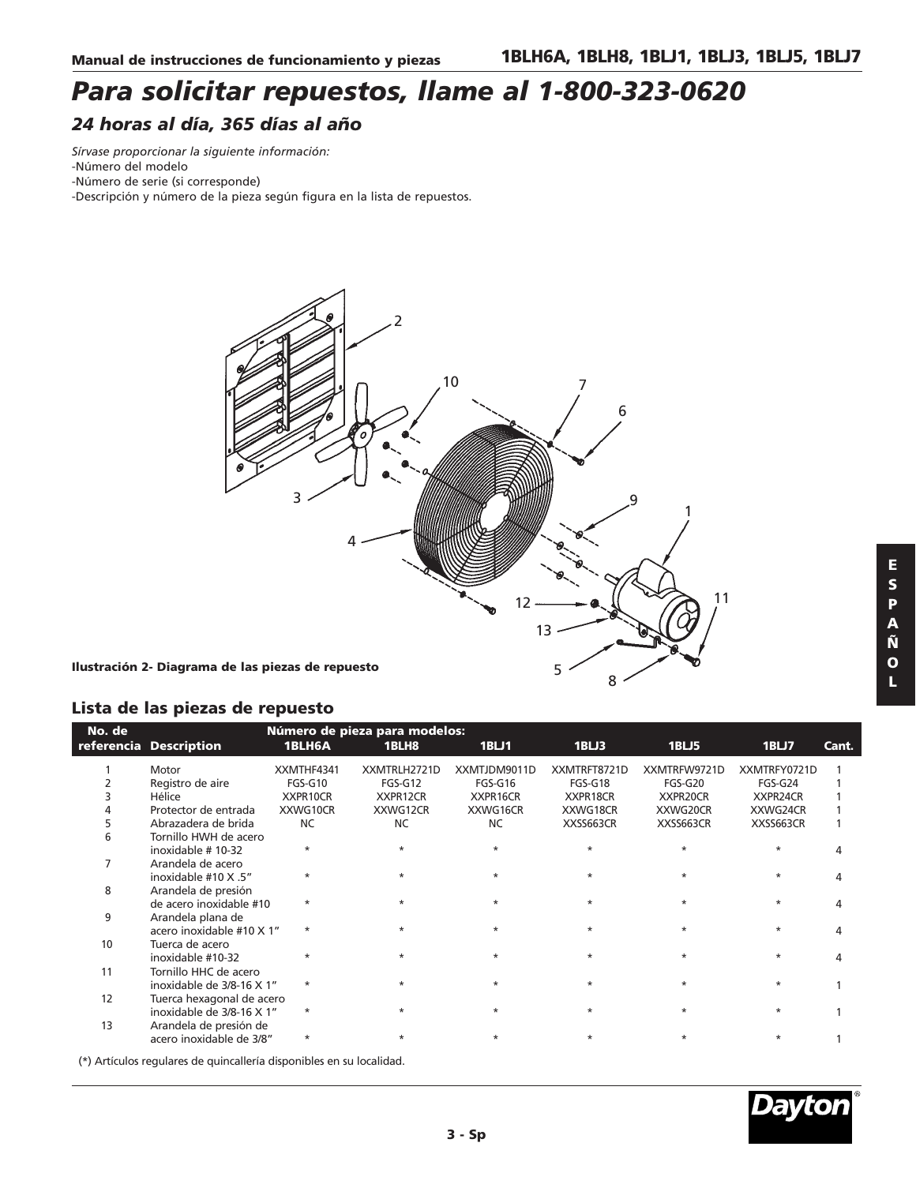# Para solicitar repuestos, llame al 1-800-323-0620

## 24 horas al día, 365 días al año

*Sírvase proporcionar la siguiente información:*
-Número del modelo
-Número de serie (si corresponde)
-Descripción y número de la pieza según figura en la lista de repuestos.

**Ilustración 2- Diagrama de las piezas de repuesto**

## Lista de las piezas de repuesto

| No. de referencia | Description | Número de pieza para modelos: 1BLH6A | 1BLH8 | 1BLJ1 | 1BLJ3 | 1BLJ5 | 1BLJ7 | Cant. |
|---|---|---|---|---|---|---|---|---|
| 1 | Motor | XXMTHF4341 | XXMTRLH2721D | XXMTJDM9011D | XXMTRFT8721D | XXMTRFW9721D | XXMTRFY0721D | 1 |
| 2 | Registro de aire | FGS-G10 | FGS-G12 | FGS-G16 | FGS-G18 | FGS-G20 | FGS-G24 | 1 |
| 3 | Hélice | XXPR10CR | XXPR12CR | XXPR16CR | XXPR18CR | XXPR20CR | XXPR24CR | 1 |
| 4 | Protector de entrada | XXWG10CR | XXWG12CR | XXWG16CR | XXWG18CR | XXWG20CR | XXWG24CR | 1 |
| 5 | Abrazadera de brida | NC | NC | NC | XXSS663CR | XXSS663CR | XXSS663CR | 1 |
| 6 | Tornillo HWH de acero inoxidable # 10-32 | * | * | * | * | * | * | 4 |
| 7 | Arandela de acero inoxidable #10 X .5" | * | * | * | * | * | * | 4 |
| 8 | Arandela de presión de acero inoxidable #10 | * | * | * | * | * | * | 4 |
| 9 | Arandela plana de acero inoxidable #10 X 1" | * | * | * | * | * | * | 4 |
| 10 | Tuerca de acero inoxidable #10-32 | * | * | * | * | * | * | 4 |
| 11 | Tornillo HHC de acero inoxidable de 3/8-16 X 1" | * | * | * | * | * | * | 1 |
| 12 | Tuerca hexagonal de acero inoxidable de 3/8-16 X 1" | * | * | * | * | * | * | 1 |
| 13 | Arandela de presión de acero inoxidable de 3/8" | * | * | * | * | * | * | 1 |

(*) Artículos regulares de quincallería disponibles en su localidad.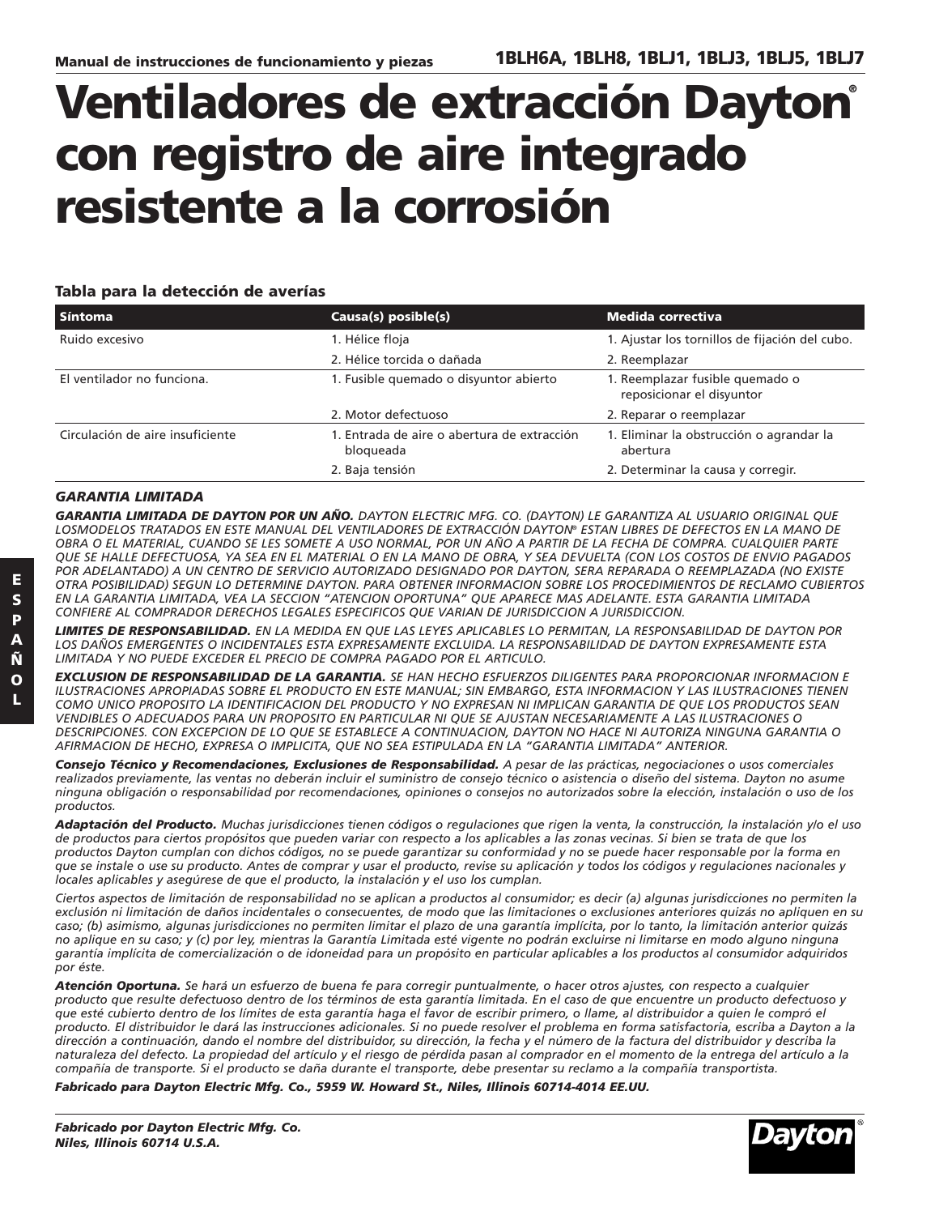Manual de instrucciones de funcionamiento y piezas **1BLH6A, 1BLH8, 1BLJ1, 1BLJ3, 1BLJ5, 1BLJ7**

# Ventiladores de extracción Dayton® con registro de aire integrado resistente a la corrosión

### Tabla para la detección de averías

| Síntoma | Causa(s) posible(s) | Medida correctiva |
|---|---|---|
| Ruido excesivo | 1. Hélice floja | 1. Ajustar los tornillos de fijación del cubo. |
| | 2. Hélice torcida o dañada | 2. Reemplazar |
| El ventilador no funciona. | 1. Fusible quemado o disyuntor abierto | 1. Reemplazar fusible quemado o reposicionar el disyuntor |
| | 2. Motor defectuoso | 2. Reparar o reemplazar |
| Circulación de aire insuficiente | 1. Entrada de aire o abertura de extracción bloqueada | 1. Eliminar la obstrucción o agrandar la abertura |
| | 2. Baja tensión | 2. Determinar la causa y corregir. |

### *GARANTIA LIMITADA*

***GARANTIA LIMITADA DE DAYTON POR UN AÑO.*** *DAYTON ELECTRIC MFG. CO. (DAYTON) LE GARANTIZA AL USUARIO ORIGINAL QUE LOSMODELOS TRATADOS EN ESTE MANUAL DEL VENTILADORES DE EXTRACCIÓN DAYTON® ESTAN LIBRES DE DEFECTOS EN LA MANO DE OBRA O EL MATERIAL, CUANDO SE LES SOMETE A USO NORMAL, POR UN AÑO A PARTIR DE LA FECHA DE COMPRA. CUALQUIER PARTE QUE SE HALLE DEFECTUOSA, YA SEA EN EL MATERIAL O EN LA MANO DE OBRA, Y SEA DEVUELTA (CON LOS COSTOS DE ENVIO PAGADOS POR ADELANTADO) A UN CENTRO DE SERVICIO AUTORIZADO DESIGNADO POR DAYTON, SERA REPARADA O REEMPLAZADA (NO EXISTE OTRA POSIBILIDAD) SEGUN LO DETERMINE DAYTON. PARA OBTENER INFORMACION SOBRE LOS PROCEDIMIENTOS DE RECLAMO CUBIERTOS EN LA GARANTIA LIMITADA, VEA LA SECCION "ATENCION OPORTUNA" QUE APARECE MAS ADELANTE. ESTA GARANTIA LIMITADA CONFIERE AL COMPRADOR DERECHOS LEGALES ESPECIFICOS QUE VARIAN DE JURISDICCION A JURISDICCION.*

***LIMITES DE RESPONSABILIDAD.*** *EN LA MEDIDA EN QUE LAS LEYES APLICABLES LO PERMITAN, LA RESPONSABILIDAD DE DAYTON POR LOS DAÑOS EMERGENTES O INCIDENTALES ESTA EXPRESAMENTE EXCLUIDA. LA RESPONSABILIDAD DE DAYTON EXPRESAMENTE ESTA LIMITADA Y NO PUEDE EXCEDER EL PRECIO DE COMPRA PAGADO POR EL ARTICULO.*

***EXCLUSION DE RESPONSABILIDAD DE LA GARANTIA.*** *SE HAN HECHO ESFUERZOS DILIGENTES PARA PROPORCIONAR INFORMACION E ILUSTRACIONES APROPIADAS SOBRE EL PRODUCTO EN ESTE MANUAL; SIN EMBARGO, ESTA INFORMACION Y LAS ILUSTRACIONES TIENEN COMO UNICO PROPOSITO LA IDENTIFICACION DEL PRODUCTO Y NO EXPRESAN NI IMPLICAN GARANTIA DE QUE LOS PRODUCTOS SEAN VENDIBLES O ADECUADOS PARA UN PROPOSITO EN PARTICULAR NI QUE SE AJUSTAN NECESARIAMENTE A LAS ILUSTRACIONES O DESCRIPCIONES. CON EXCEPCION DE LO QUE SE ESTABLECE A CONTINUACION, DAYTON NO HACE NI AUTORIZA NINGUNA GARANTIA O AFIRMACION DE HECHO, EXPRESA O IMPLICITA, QUE NO SEA ESTIPULADA EN LA "GARANTIA LIMITADA" ANTERIOR.*

***Consejo Técnico y Recomendaciones, Exclusiones de Responsabilidad.*** *A pesar de las prácticas, negociaciones o usos comerciales realizados previamente, las ventas no deberán incluir el suministro de consejo técnico o asistencia o diseño del sistema. Dayton no asume ninguna obligación o responsabilidad por recomendaciones, opiniones o consejos no autorizados sobre la elección, instalación o uso de los productos.*

***Adaptación del Producto.*** *Muchas jurisdicciones tienen códigos o regulaciones que rigen la venta, la construcción, la instalación y/o el uso de productos para ciertos propósitos que pueden variar con respecto a los aplicables a las zonas vecinas. Si bien se trata de que los productos Dayton cumplan con dichos códigos, no se puede garantizar su conformidad y no se puede hacer responsable por la forma en que se instale o use su producto. Antes de comprar y usar el producto, revise su aplicación y todos los códigos y regulaciones nacionales y locales aplicables y asegúrese de que el producto, la instalación y el uso los cumplan.*

*Ciertos aspectos de limitación de responsabilidad no se aplican a productos al consumidor; es decir (a) algunas jurisdicciones no permiten la exclusión ni limitación de daños incidentales o consecuentes, de modo que las limitaciones o exclusiones anteriores quizás no apliquen en su caso; (b) asimismo, algunas jurisdicciones no permiten limitar el plazo de una garantía implícita, por lo tanto, la limitación anterior quizás no aplique en su caso; y (c) por ley, mientras la Garantía Limitada esté vigente no podrán excluirse ni limitarse en modo alguno ninguna garantía implícita de comercialización o de idoneidad para un propósito en particular aplicables a los productos al consumidor adquiridos por éste.*

***Atención Oportuna.*** *Se hará un esfuerzo de buena fe para corregir puntualmente, o hacer otros ajustes, con respecto a cualquier producto que resulte defectuoso dentro de los términos de esta garantía limitada. En el caso de que encuentre un producto defectuoso y que esté cubierto dentro de los límites de esta garantía haga el favor de escribir primero, o llame, al distribuidor a quien le compró el producto. El distribuidor le dará las instrucciones adicionales. Si no puede resolver el problema en forma satisfactoria, escriba a Dayton a la dirección a continuación, dando el nombre del distribuidor, su dirección, la fecha y el número de la factura del distribuidor y describa la naturaleza del defecto. La propiedad del artículo y el riesgo de pérdida pasan al comprador en el momento de la entrega del artículo a la compañía de transporte. Si el producto se daña durante el transporte, debe presentar su reclamo a la compañía transportista.*

***Fabricado para Dayton Electric Mfg. Co., 5959 W. Howard St., Niles, Illinois 60714-4014 EE.UU.***

***Fabricado por Dayton Electric Mfg. Co.***
***Niles, Illinois 60714 U.S.A.***

Dayton®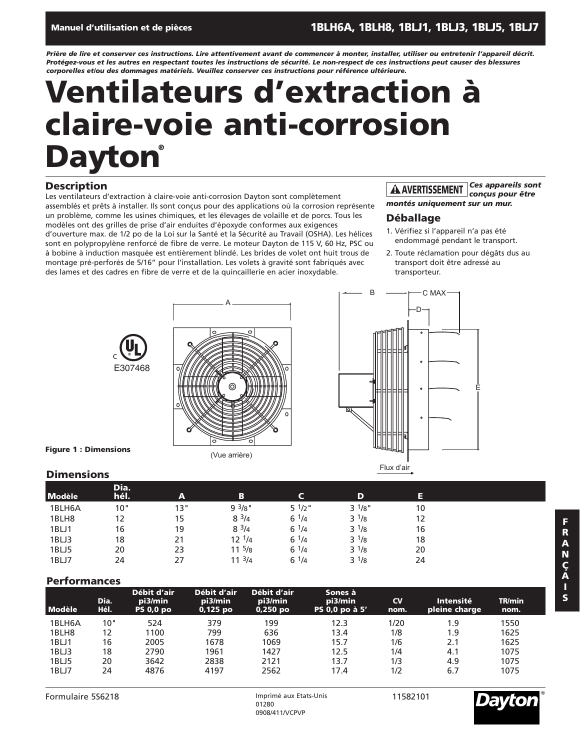Manuel d'utilisation et de pièces — 1BLH6A, 1BLH8, 1BLJ1, 1BLJ3, 1BLJ5, 1BLJ7

***Prière de lire et conserver ces instructions. Lire attentivement avant de commencer à monter, installer, utiliser ou entretenir l'appareil décrit. Protégez-vous et les autres en respectant toutes les instructions de sécurité. Le non-respect de ces instructions peut causer des blessures corporelles et/ou des dommages matériels. Veuillez conserver ces instructions pour référence ultérieure.***

# Ventilateurs d'extraction à claire-voie anti-corrosion Dayton®

## Description

Les ventilateurs d'extraction à claire-voie anti-corrosion Dayton sont complètement assemblés et prêts à installer. Ils sont conçus pour des applications où la corrosion représente un problème, comme les usines chimiques, et les élevages de volaille et de porcs. Tous les modèles ont des grilles de prise d'air enduites d'époxyde conformes aux exigences d'ouverture max. de 1/2 po de la Loi sur la Santé et la Sécurité au Travail (OSHA). Les hélices sont en polypropylène renforcé de fibre de verre. Le moteur Dayton de 115 V, 60 Hz, PSC ou à bobine à induction masquée est entièrement blindé. Les brides de volet ont huit trous de montage pré-perforés de 5/16" pour l'installation. Les volets à gravité sont fabriqués avec des lames et des cadres en fibre de verre et de la quincaillerie en acier inoxydable.

**⚠ AVERTISSEMENT** ***Ces appareils sont conçus pour être montés uniquement sur un mur.***

## Déballage

1. Vérifiez si l'appareil n'a pas été endommagé pendant le transport.
2. Toute réclamation pour dégâts dus au transport doit être adressé au transporteur.

C UL E307468

(Vue arrière)

Flux d'air

**Figure 1 : Dimensions**

## Dimensions

| Modèle | Dia. hél. | A | B | C | D | E |
|---|---|---|---|---|---|---|
| 1BLH6A | 10" | 13" | 9 3/8" | 5 1/2" | 3 1/8" | 10 |
| 1BLH8 | 12 | 15 | 8 3/4 | 6 1/4 | 3 1/8 | 12 |
| 1BLJ1 | 16 | 19 | 8 3/4 | 6 1/4 | 3 1/8 | 16 |
| 1BLJ3 | 18 | 21 | 12 1/4 | 6 1/4 | 3 1/8 | 18 |
| 1BLJ5 | 20 | 23 | 11 5/8 | 6 1/4 | 3 1/8 | 20 |
| 1BLJ7 | 24 | 27 | 11 3/4 | 6 1/4 | 3 1/8 | 24 |

## Performances

| Modèle | Dia. Hél. | Débit d'air pi3/min PS 0,0 po | Débit d'air pi3/min 0,125 po | Débit d'air pi3/min 0,250 po | Sones à pi3/min PS 0,0 po à 5' | CV nom. | Intensité pleine charge | TR/min nom. |
|---|---|---|---|---|---|---|---|---|
| 1BLH6A | 10" | 524 | 379 | 199 | 12.3 | 1/20 | 1.9 | 1550 |
| 1BLH8 | 12 | 1100 | 799 | 636 | 13.4 | 1/8 | 1.9 | 1625 |
| 1BLJ1 | 16 | 2005 | 1678 | 1069 | 15.7 | 1/6 | 2.1 | 1625 |
| 1BLJ3 | 18 | 2790 | 1961 | 1427 | 12.5 | 1/4 | 4.1 | 1075 |
| 1BLJ5 | 20 | 3642 | 2838 | 2121 | 13.7 | 1/3 | 4.9 | 1075 |
| 1BLJ7 | 24 | 4876 | 4197 | 2562 | 17.4 | 1/2 | 6.7 | 1075 |

Formulaire 5S6218 — Imprimé aux Etats-Unis 01280 0908/411/VCPVP — 11582101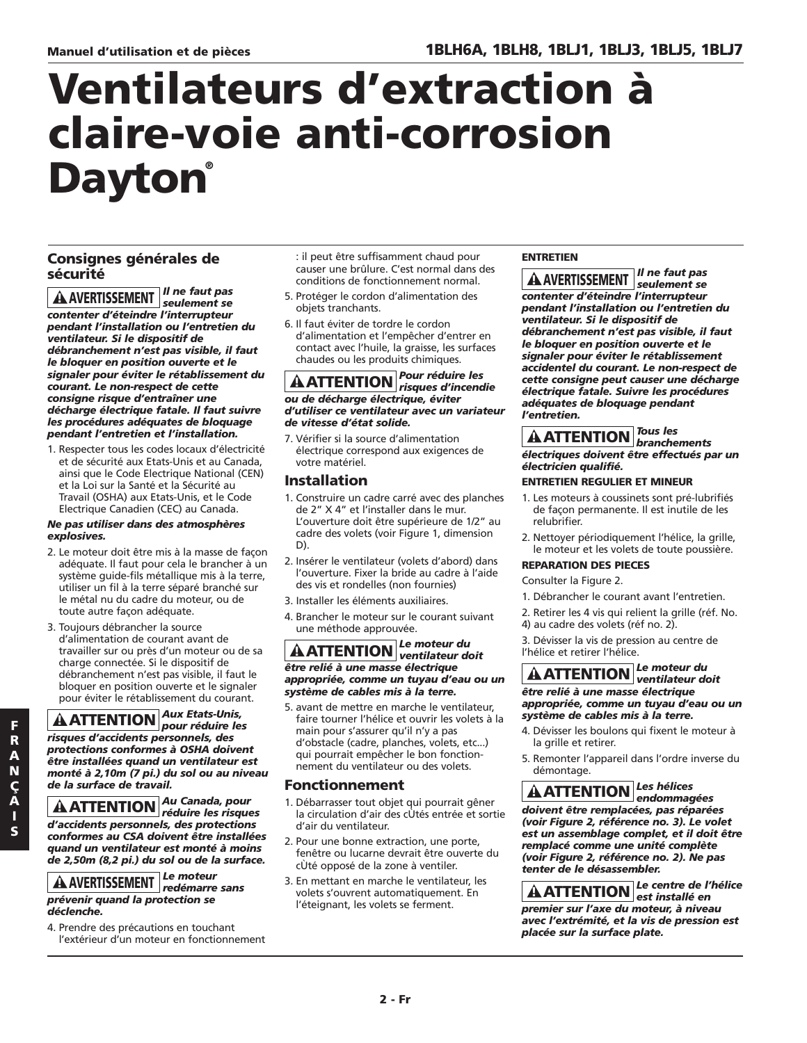Manuel d'utilisation et de pièces **1BLH6A, 1BLH8, 1BLJ1, 1BLJ3, 1BLJ5, 1BLJ7**

# Ventilateurs d'extraction à claire-voie anti-corrosion Dayton®

## Consignes générales de sécurité

**⚠ AVERTISSEMENT** ***Il ne faut pas seulement se contenter d'éteindre l'interrupteur pendant l'installation ou l'entretien du ventilateur. Si le dispositif de débranchement n'est pas visible, il faut le bloquer en position ouverte et le signaler pour éviter le rétablissement du courant. Le non-respect de cette consigne risque d'entraîner une décharge électrique fatale. Il faut suivre les procédures adéquates de bloquage pendant l'entretien et l'installation.***

1. Respecter tous les codes locaux d'électricité et de sécurité aux Etats-Unis et au Canada, ainsi que le Code Electrique National (CEN) et la Loi sur la Santé et la Sécurité au Travail (OSHA) aux Etats-Unis, et le Code Electrique Canadien (CEC) au Canada.

***Ne pas utiliser dans des atmosphères explosives.***

2. Le moteur doit être mis à la masse de façon adéquate. Il faut pour cela le brancher à un système guide-fils métallique mis à la terre, utiliser un fil à la terre séparé branché sur le métal nu du cadre du moteur, ou de toute autre façon adéquate.
3. Toujours débrancher la source d'alimentation de courant avant de travailler sur ou près d'un moteur ou de sa charge connectée. Si le dispositif de débranchement n'est pas visible, il faut le bloquer en position ouverte et le signaler pour éviter le rétablissement du courant.

**⚠ ATTENTION** ***Aux Etats-Unis, pour réduire les risques d'accidents personnels, des protections conformes à OSHA doivent être installées quand un ventilateur est monté à 2,10m (7 pi.) du sol ou au niveau de la surface de travail.***

**⚠ ATTENTION** ***Au Canada, pour réduire les risques d'accidents personnels, des protections conformes au CSA doivent être installées quand un ventilateur est monté à moins de 2,50m (8,2 pi.) du sol ou de la surface.***

**⚠ AVERTISSEMENT** ***Le moteur redémarre sans prévenir quand la protection se déclenche.***

4. Prendre des précautions en touchant l'extérieur d'un moteur en fonctionnement : il peut être suffisamment chaud pour causer une brûlure. C'est normal dans des conditions de fonctionnement normal.
5. Protéger le cordon d'alimentation des objets tranchants.
6. Il faut éviter de tordre le cordon d'alimentation et l'empêcher d'entrer en contact avec l'huile, la graisse, les surfaces chaudes ou les produits chimiques.

**⚠ ATTENTION** ***Pour réduire les risques d'incendie ou de décharge électrique, éviter d'utiliser ce ventilateur avec un variateur de vitesse d'état solide.***

7. Vérifier si la source d'alimentation électrique correspond aux exigences de votre matériel.

## Installation

1. Construire un cadre carré avec des planches de 2" X 4" et l'installer dans le mur. L'ouverture doit être supérieure de 1/2" au cadre des volets (voir Figure 1, dimension D).
2. Insérer le ventilateur (volets d'abord) dans l'ouverture. Fixer la bride au cadre à l'aide des vis et rondelles (non fournies)
3. Installer les éléments auxiliaires.
4. Brancher le moteur sur le courant suivant une méthode approuvée.

**⚠ ATTENTION** ***Le moteur du ventilateur doit être relié à une masse électrique appropriée, comme un tuyau d'eau ou un système de cables mis à la terre.***

5. avant de mettre en marche le ventilateur, faire tourner l'hélice et ouvrir les volets à la main pour s'assurer qu'il n'y a pas d'obstacle (cadre, planches, volets, etc...) qui pourrait empêcher le bon fonctionnement du ventilateur ou des volets.

## Fonctionnement

1. Débarrasser tout objet qui pourrait gêner la circulation d'air des cÙtés entrée et sortie d'air du ventilateur.
2. Pour une bonne extraction, une porte, fenêtre ou lucarne devrait être ouverte du cÙté opposé de la zone à ventiler.
3. En mettant en marche le ventilateur, les volets s'ouvrent automatiquement. En l'éteignant, les volets se ferment.

### ENTRETIEN

**⚠ AVERTISSEMENT** ***Il ne faut pas seulement se contenter d'éteindre l'interrupteur pendant l'installation ou l'entretien du ventilateur. Si le dispositif de débranchement n'est pas visible, il faut le bloquer en position ouverte et le signaler pour éviter le rétablissement accidentel du courant. Le non-respect de cette consigne peut causer une décharge électrique fatale. Suivre les procédures adéquates de bloquage pendant l'entretien.***

**⚠ ATTENTION** ***Tous les branchements électriques doivent être effectués par un électricien qualifié.***

### ENTRETIEN REGULIER ET MINEUR

1. Les moteurs à coussinets sont pré-lubrifiés de façon permanente. Il est inutile de les relubrifier.
2. Nettoyer périodiquement l'hélice, la grille, le moteur et les volets de toute poussière.

### REPARATION DES PIECES

Consulter la Figure 2.

1. Débrancher le courant avant l'entretien.
2. Retirer les 4 vis qui relient la grille (réf. No. 4) au cadre des volets (réf no. 2).
3. Dévisser la vis de pression au centre de l'hélice et retirer l'hélice.

**⚠ ATTENTION** ***Le moteur du ventilateur doit être relié à une masse électrique appropriée, comme un tuyau d'eau ou un système de cables mis à la terre.***

4. Dévisser les boulons qui fixent le moteur à la grille et retirer.
5. Remonter l'appareil dans l'ordre inverse du démontage.

**⚠ ATTENTION** ***Les hélices endommagées doivent être remplacées, pas réparées (voir Figure 2, référence no. 3). Le volet est un assemblage complet, et il doit être remplacé comme une unité complète (voir Figure 2, référence no. 2). Ne pas tenter de le désassembler.***

**⚠ ATTENTION** ***Le centre de l'hélice est installé en premier sur l'axe du moteur, à niveau avec l'extrémité, et la vis de pression est placée sur la surface plate.***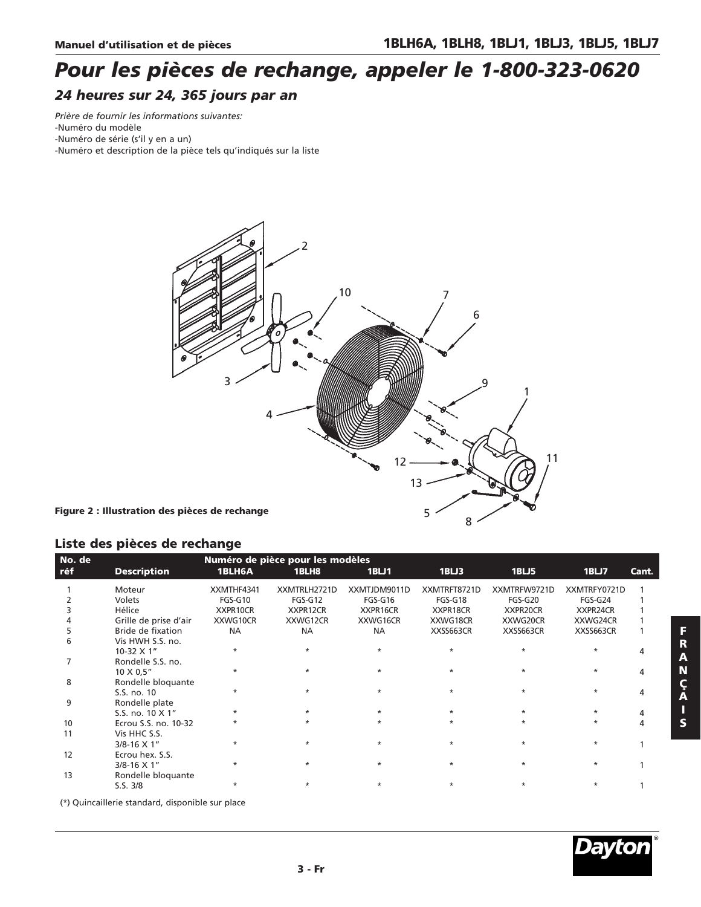# Pour les pièces de rechange, appeler le 1-800-323-0620

## 24 heures sur 24, 365 jours par an

*Prière de fournir les informations suivantes:*
-Numéro du modèle
-Numéro de série (s'il y en a un)
-Numéro et description de la pièce tels qu'indiqués sur la liste

**Figure 2 : Illustration des pièces de rechange**

## Liste des pièces de rechange

| No. de réf | Description | 1BLH6A | 1BLH8 | 1BLJ1 | 1BLJ3 | 1BLJ5 | 1BLJ7 | Cant. |
|---|---|---|---|---|---|---|---|---|
| | | Numéro de pièce pour les modèles | | | | | | |
| 1 | Moteur | XXMTHF4341 | XXMTRLH2721D | XXMTJDM9011D | XXMTRFT8721D | XXMTRFW9721D | XXMTRFY0721D | 1 |
| 2 | Volets | FGS-G10 | FGS-G12 | FGS-G16 | FGS-G18 | FGS-G20 | FGS-G24 | 1 |
| 3 | Hélice | XXPR10CR | XXPR12CR | XXPR16CR | XXPR18CR | XXPR20CR | XXPR24CR | 1 |
| 4 | Grille de prise d'air | XXWG10CR | XXWG12CR | XXWG16CR | XXWG18CR | XXWG20CR | XXWG24CR | 1 |
| 5 | Bride de fixation | NA | NA | NA | XXSS663CR | XXSS663CR | XXSS663CR | 1 |
| 6 | Vis HWH S.S. no. 10-32 X 1" | * | * | * | * | * | * | 4 |
| 7 | Rondelle S.S. no. 10 X 0,5" | * | * | * | * | * | * | 4 |
| 8 | Rondelle bloquante S.S. no. 10 | * | * | * | * | * | * | 4 |
| 9 | Rondelle plate S.S. no. 10 X 1" | * | * | * | * | * | * | 4 |
| 10 | Ecrou S.S. no. 10-32 | * | * | * | * | * | * | 4 |
| 11 | Vis HHC S.S. 3/8-16 X 1" | * | * | * | * | * | * | 1 |
| 12 | Ecrou hex. S.S. 3/8-16 X 1" | * | * | * | * | * | * | 1 |
| 13 | Rondelle bloquante S.S. 3/8 | * | * | * | * | * | * | 1 |

(*) Quincaillerie standard, disponible sur place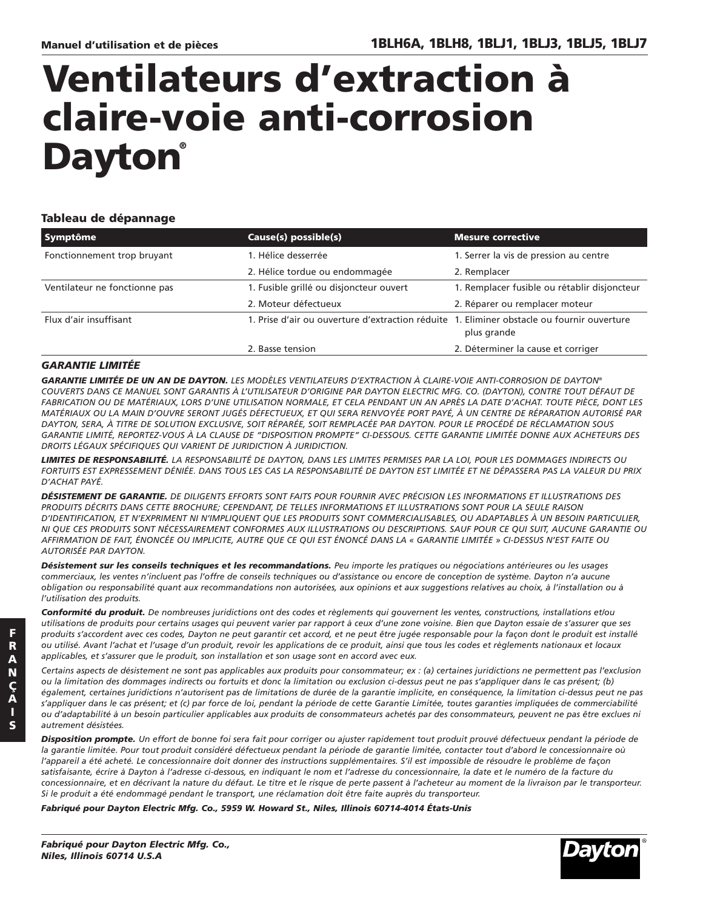# Ventilateurs d'extraction à claire-voie anti-corrosion Dayton®

### Tableau de dépannage

| Symptôme | Cause(s) possible(s) | Mesure corrective |
|---|---|---|
| Fonctionnement trop bruyant | 1. Hélice desserrée | 1. Serrer la vis de pression au centre |
| | 2. Hélice tordue ou endommagée | 2. Remplacer |
| Ventilateur ne fonctionne pas | 1. Fusible grillé ou disjoncteur ouvert | 1. Remplacer fusible ou rétablir disjoncteur |
| | 2. Moteur défectueux | 2. Réparer ou remplacer moteur |
| Flux d'air insuffisant | 1. Prise d'air ou ouverture d'extraction réduite | 1. Eliminer obstacle ou fournir ouverture plus grande |
| | 2. Basse tension | 2. Déterminer la cause et corriger |

### *GARANTIE LIMITÉE*

***GARANTIE LIMITÉE DE UN AN DE DAYTON.*** *LES MODÈLES VENTILATEURS D'EXTRACTION À CLAIRE-VOIE ANTI-CORROSION DE DAYTON® COUVERTS DANS CE MANUEL SONT GARANTIS À L'UTILISATEUR D'ORIGINE PAR DAYTON ELECTRIC MFG. CO. (DAYTON), CONTRE TOUT DÉFAUT DE FABRICATION OU DE MATÉRIAUX, LORS D'UNE UTILISATION NORMALE, ET CELA PENDANT UN AN APRÈS LA DATE D'ACHAT. TOUTE PIÈCE, DONT LES MATÉRIAUX OU LA MAIN D'OUVRE SERONT JUGÉS DÉFECTUEUX, ET QUI SERA RENVOYÉE PORT PAYÉ, À UN CENTRE DE RÉPARATION AUTORISÉ PAR DAYTON, SERA, À TITRE DE SOLUTION EXCLUSIVE, SOIT RÉPARÉE, SOIT REMPLACÉE PAR DAYTON. POUR LE PROCÉDÉ DE RÉCLAMATION SOUS GARANTIE LIMITÉ, REPORTEZ-VOUS À LA CLAUSE DE "DISPOSITION PROMPTE" CI-DESSOUS. CETTE GARANTIE LIMITÉE DONNE AUX ACHETEURS DES DROITS LÉGAUX SPÉCIFIQUES QUI VARIENT DE JURIDICTION À JURIDICTION.*

***LIMITES DE RESPONSABILITÉ.*** *LA RESPONSABILITÉ DE DAYTON, DANS LES LIMITES PERMISES PAR LA LOI, POUR LES DOMMAGES INDIRECTS OU FORTUITS EST EXPRESSEMENT DÉNIÉE. DANS TOUS LES CAS LA RESPONSABILITÉ DE DAYTON EST LIMITÉE ET NE DÉPASSERA PAS LA VALEUR DU PRIX D'ACHAT PAYÉ.*

***DÉSISTEMENT DE GARANTIE.*** *DE DILIGENTS EFFORTS SONT FAITS POUR FOURNIR AVEC PRÉCISION LES INFORMATIONS ET ILLUSTRATIONS DES PRODUITS DÉCRITS DANS CETTE BROCHURE; CEPENDANT, DE TELLES INFORMATIONS ET ILLUSTRATIONS SONT POUR LA SEULE RAISON D'IDENTIFICATION, ET N'EXPRIMENT NI N'IMPLIQUENT QUE LES PRODUITS SONT COMMERCIALISABLES, OU ADAPTABLES À UN BESOIN PARTICULIER, NI QUE CES PRODUITS SONT NÉCESSAIREMENT CONFORMES AUX ILLUSTRATIONS OU DESCRIPTIONS. SAUF POUR CE QUI SUIT, AUCUNE GARANTIE OU AFFIRMATION DE FAIT, ÉNONCÉE OU IMPLICITE, AUTRE QUE CE QUI EST ÉNONCÉ DANS LA « GARANTIE LIMITÉE » CI-DESSUS N'EST FAITE OU AUTORISÉE PAR DAYTON.*

***Désistement sur les conseils techniques et les recommandations.*** *Peu importe les pratiques ou négociations antérieures ou les usages commerciaux, les ventes n'incluent pas l'offre de conseils techniques ou d'assistance ou encore de conception de système. Dayton n'a aucune obligation ou responsabilité quant aux recommandations non autorisées, aux opinions et aux suggestions relatives au choix, à l'installation ou à l'utilisation des produits.*

***Conformité du produit.*** *De nombreuses juridictions ont des codes et règlements qui gouvernent les ventes, constructions, installations et/ou utilisations de produits pour certains usages qui peuvent varier par rapport à ceux d'une zone voisine. Bien que Dayton essaie de s'assurer que ses produits s'accordent avec ces codes, Dayton ne peut garantir cet accord, et ne peut être jugée responsable pour la façon dont le produit est installé ou utilisé. Avant l'achat et l'usage d'un produit, revoir les applications de ce produit, ainsi que tous les codes et règlements nationaux et locaux applicables, et s'assurer que le produit, son installation et son usage sont en accord avec eux.*

*Certains aspects de désistement ne sont pas applicables aux produits pour consommateur; ex : (a) certaines juridictions ne permettent pas l'exclusion ou la limitation des dommages indirects ou fortuits et donc la limitation ou exclusion ci-dessus peut ne pas s'appliquer dans le cas présent; (b) également, certaines juridictions n'autorisent pas de limitations de durée de la garantie implicite, en conséquence, la limitation ci-dessus peut ne pas s'appliquer dans le cas présent; et (c) par force de loi, pendant la période de cette Garantie Limitée, toutes garanties impliquées de commerciabilité ou d'adaptabilité à un besoin particulier applicables aux produits de consommateurs achetés par des consommateurs, peuvent ne pas être exclues ni autrement désistées.*

***Disposition prompte.*** *Un effort de bonne foi sera fait pour corriger ou ajuster rapidement tout produit prouvé défectueux pendant la période de la garantie limitée. Pour tout produit considéré défectueux pendant la période de garantie limitée, contacter tout d'abord le concessionnaire où l'appareil a été acheté. Le concessionnaire doit donner des instructions supplémentaires. S'il est impossible de résoudre le problème de façon satisfaisante, écrire à Dayton à l'adresse ci-dessous, en indiquant le nom et l'adresse du concessionnaire, la date et le numéro de la facture du concessionnaire, et en décrivant la nature du défaut. Le titre et le risque de perte passent à l'acheteur au moment de la livraison par le transporteur. Si le produit a été endommagé pendant le transport, une réclamation doit être faite auprès du transporteur.*

***Fabriqué pour Dayton Electric Mfg. Co., 5959 W. Howard St., Niles, Illinois 60714-4014 États-Unis***

***Fabriqué pour Dayton Electric Mfg. Co., Niles, Illinois 60714 U.S.A***